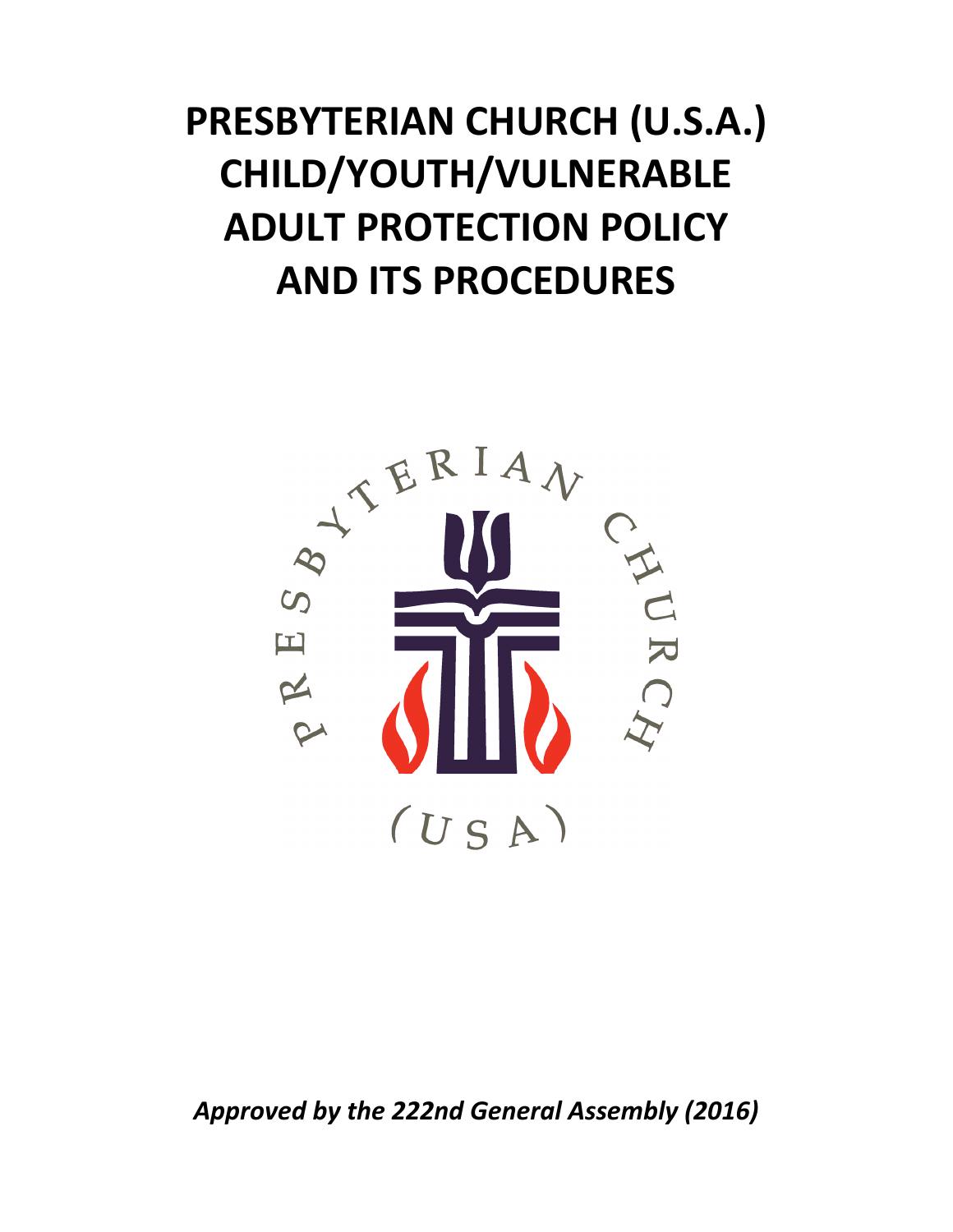# PRESBYTERIAN CHURCH (U.S.A.) CHILD/YOUTH/VULNERABLE ADULT PROTECTION POLICY AND ITS PROCEDURES

*Approved by the 222nd General Assembly (2016)*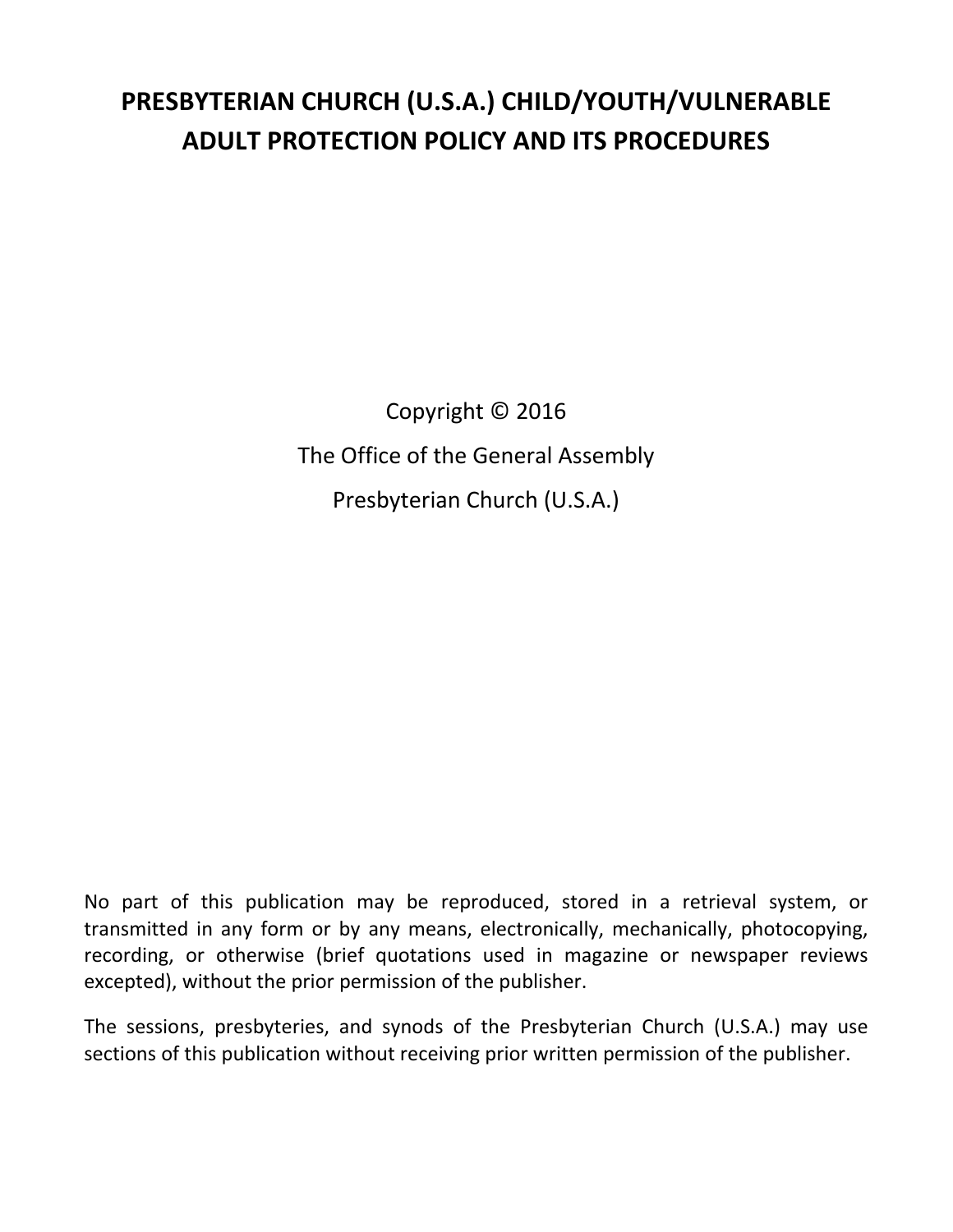# PRESBYTERIAN CHURCH (U.S.A.) CHILD/YOUTH/VULNERABLE ADULT PROTECTION POLICY AND ITS PROCEDURES

Copyright © 2016

The Office of the General Assembly

Presbyterian Church (U.S.A.)

No part of this publication may be reproduced, stored in a retrieval system, or transmitted in any form or by any means, electronically, mechanically, photocopying, recording, or otherwise (brief quotations used in magazine or newspaper reviews excepted), without the prior permission of the publisher.

The sessions, presbyteries, and synods of the Presbyterian Church (U.S.A.) may use sections of this publication without receiving prior written permission of the publisher.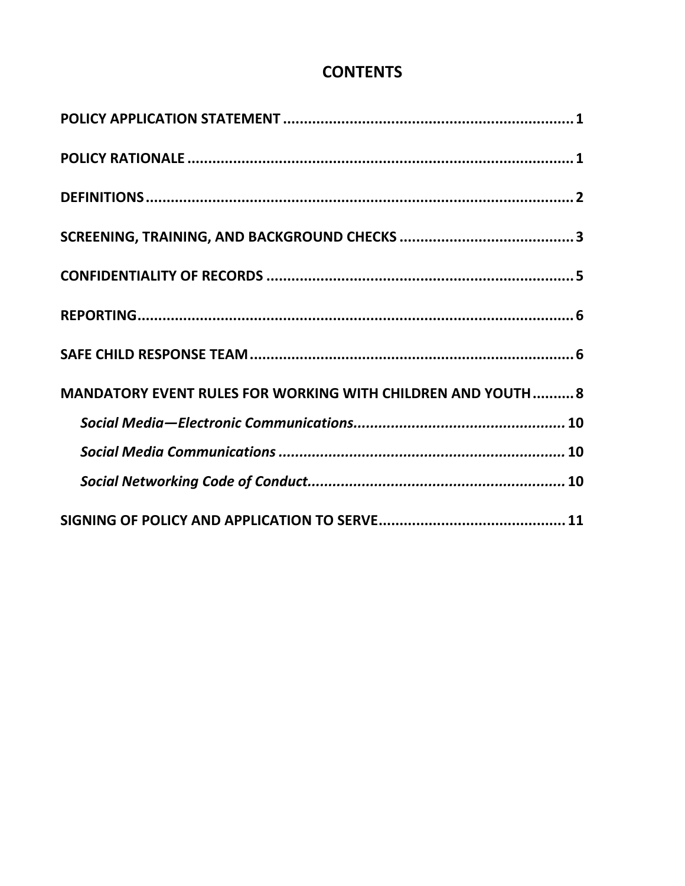# CONTENTS

**POLICY APPLICATION STATEMENT ....................................................................... 1**

**POLICY RATIONALE ............................................................................................... 1**

**DEFINITIONS.......................................................................................................... 2**

**SCREENING, TRAINING, AND BACKGROUND CHECKS .......................................... 3**

**CONFIDENTIALITY OF RECORDS ........................................................................... 5**

**REPORTING............................................................................................................ 6**

**SAFE CHILD RESPONSE TEAM............................................................................... 6**

**MANDATORY EVENT RULES FOR WORKING WITH CHILDREN AND YOUTH.......... 8**

***Social Media—Electronic Communications.................................................... 10***

***Social Media Communications ...................................................................... 10***

***Social Networking Code of Conduct............................................................... 10***

**SIGNING OF POLICY AND APPLICATION TO SERVE............................................. 11**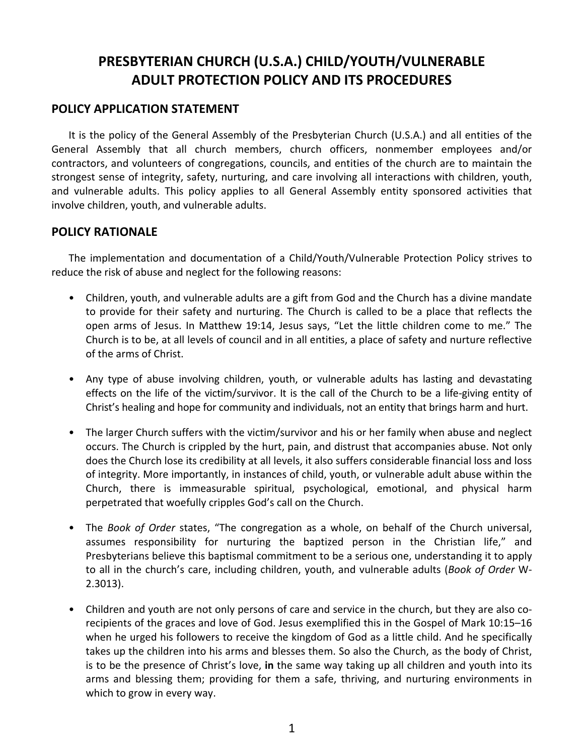# PRESBYTERIAN CHURCH (U.S.A.) CHILD/YOUTH/VULNERABLE ADULT PROTECTION POLICY AND ITS PROCEDURES

## POLICY APPLICATION STATEMENT

It is the policy of the General Assembly of the Presbyterian Church (U.S.A.) and all entities of the General Assembly that all church members, church officers, nonmember employees and/or contractors, and volunteers of congregations, councils, and entities of the church are to maintain the strongest sense of integrity, safety, nurturing, and care involving all interactions with children, youth, and vulnerable adults. This policy applies to all General Assembly entity sponsored activities that involve children, youth, and vulnerable adults.

## POLICY RATIONALE

The implementation and documentation of a Child/Youth/Vulnerable Protection Policy strives to reduce the risk of abuse and neglect for the following reasons:

- Children, youth, and vulnerable adults are a gift from God and the Church has a divine mandate to provide for their safety and nurturing. The Church is called to be a place that reflects the open arms of Jesus. In Matthew 19:14, Jesus says, "Let the little children come to me." The Church is to be, at all levels of council and in all entities, a place of safety and nurture reflective of the arms of Christ.

- Any type of abuse involving children, youth, or vulnerable adults has lasting and devastating effects on the life of the victim/survivor. It is the call of the Church to be a life-giving entity of Christ's healing and hope for community and individuals, not an entity that brings harm and hurt.

- The larger Church suffers with the victim/survivor and his or her family when abuse and neglect occurs. The Church is crippled by the hurt, pain, and distrust that accompanies abuse. Not only does the Church lose its credibility at all levels, it also suffers considerable financial loss and loss of integrity. More importantly, in instances of child, youth, or vulnerable adult abuse within the Church, there is immeasurable spiritual, psychological, emotional, and physical harm perpetrated that woefully cripples God's call on the Church.

- The *Book of Order* states, "The congregation as a whole, on behalf of the Church universal, assumes responsibility for nurturing the baptized person in the Christian life," and Presbyterians believe this baptismal commitment to be a serious one, understanding it to apply to all in the church's care, including children, youth, and vulnerable adults (*Book of Order* W-2.3013).

- Children and youth are not only persons of care and service in the church, but they are also co-recipients of the graces and love of God. Jesus exemplified this in the Gospel of Mark 10:15–16 when he urged his followers to receive the kingdom of God as a little child. And he specifically takes up the children into his arms and blesses them. So also the Church, as the body of Christ, is to be the presence of Christ's love, **in** the same way taking up all children and youth into its arms and blessing them; providing for them a safe, thriving, and nurturing environments in which to grow in every way.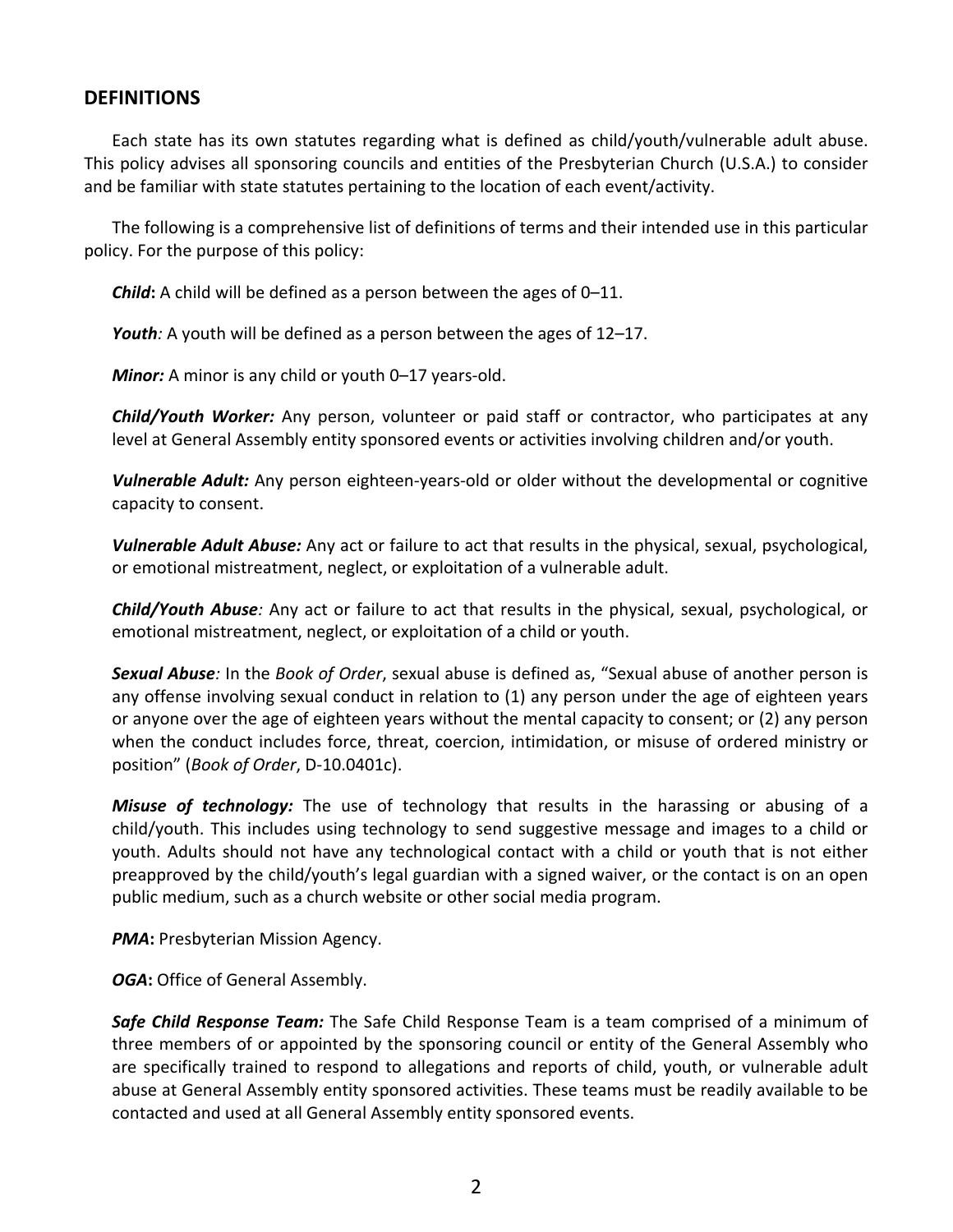## DEFINITIONS

Each state has its own statutes regarding what is defined as child/youth/vulnerable adult abuse. This policy advises all sponsoring councils and entities of the Presbyterian Church (U.S.A.) to consider and be familiar with state statutes pertaining to the location of each event/activity.

The following is a comprehensive list of definitions of terms and their intended use in this particular policy. For the purpose of this policy:

***Child*****:** A child will be defined as a person between the ages of 0–11.

***Youth****:* A youth will be defined as a person between the ages of 12–17.

***Minor:*** A minor is any child or youth 0–17 years-old.

***Child/Youth Worker:*** Any person, volunteer or paid staff or contractor, who participates at any level at General Assembly entity sponsored events or activities involving children and/or youth.

***Vulnerable Adult:*** Any person eighteen-years-old or older without the developmental or cognitive capacity to consent.

***Vulnerable Adult Abuse:*** Any act or failure to act that results in the physical, sexual, psychological, or emotional mistreatment, neglect, or exploitation of a vulnerable adult.

***Child/Youth Abuse****:* Any act or failure to act that results in the physical, sexual, psychological, or emotional mistreatment, neglect, or exploitation of a child or youth.

***Sexual Abuse****:* In the *Book of Order*, sexual abuse is defined as, "Sexual abuse of another person is any offense involving sexual conduct in relation to (1) any person under the age of eighteen years or anyone over the age of eighteen years without the mental capacity to consent; or (2) any person when the conduct includes force, threat, coercion, intimidation, or misuse of ordered ministry or position" (*Book of Order*, D-10.0401c).

***Misuse of technology:*** The use of technology that results in the harassing or abusing of a child/youth. This includes using technology to send suggestive message and images to a child or youth. Adults should not have any technological contact with a child or youth that is not either preapproved by the child/youth's legal guardian with a signed waiver, or the contact is on an open public medium, such as a church website or other social media program.

***PMA*****:** Presbyterian Mission Agency.

***OGA*****:** Office of General Assembly.

***Safe Child Response Team:*** The Safe Child Response Team is a team comprised of a minimum of three members of or appointed by the sponsoring council or entity of the General Assembly who are specifically trained to respond to allegations and reports of child, youth, or vulnerable adult abuse at General Assembly entity sponsored activities. These teams must be readily available to be contacted and used at all General Assembly entity sponsored events.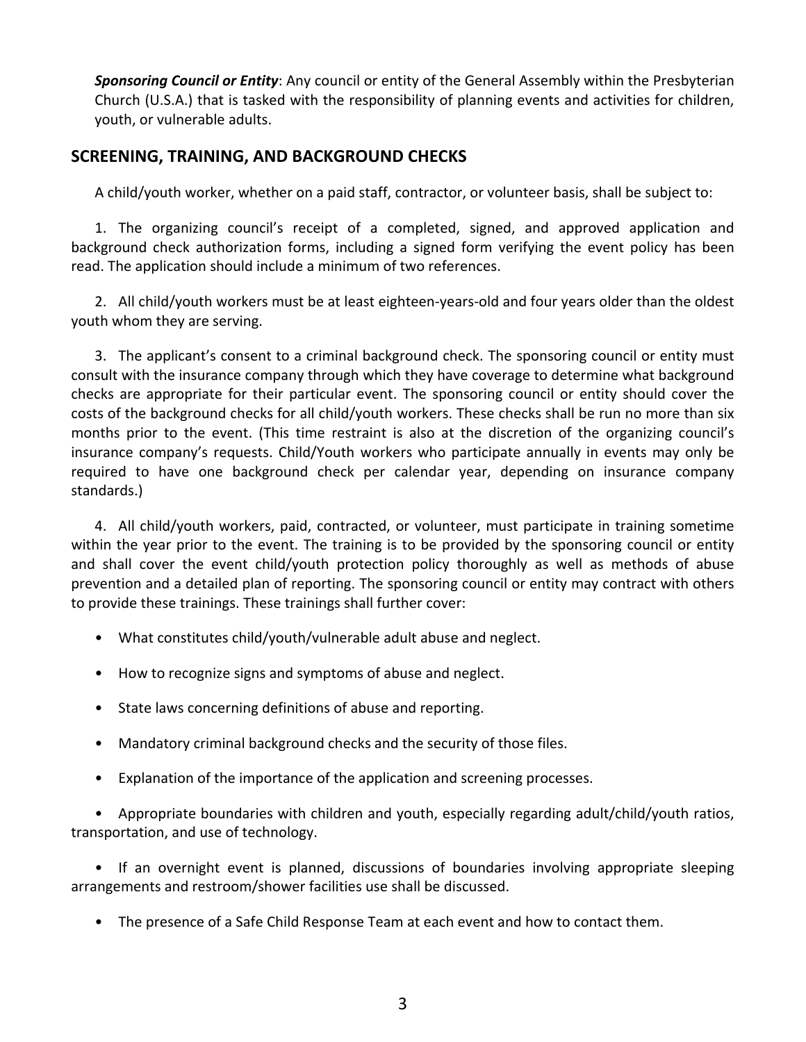***Sponsoring Council or Entity***: Any council or entity of the General Assembly within the Presbyterian Church (U.S.A.) that is tasked with the responsibility of planning events and activities for children, youth, or vulnerable adults.

## SCREENING, TRAINING, AND BACKGROUND CHECKS

A child/youth worker, whether on a paid staff, contractor, or volunteer basis, shall be subject to:

1. The organizing council's receipt of a completed, signed, and approved application and background check authorization forms, including a signed form verifying the event policy has been read. The application should include a minimum of two references.

2. All child/youth workers must be at least eighteen-years-old and four years older than the oldest youth whom they are serving.

3. The applicant's consent to a criminal background check. The sponsoring council or entity must consult with the insurance company through which they have coverage to determine what background checks are appropriate for their particular event. The sponsoring council or entity should cover the costs of the background checks for all child/youth workers. These checks shall be run no more than six months prior to the event. (This time restraint is also at the discretion of the organizing council's insurance company's requests. Child/Youth workers who participate annually in events may only be required to have one background check per calendar year, depending on insurance company standards.)

4. All child/youth workers, paid, contracted, or volunteer, must participate in training sometime within the year prior to the event. The training is to be provided by the sponsoring council or entity and shall cover the event child/youth protection policy thoroughly as well as methods of abuse prevention and a detailed plan of reporting. The sponsoring council or entity may contract with others to provide these trainings. These trainings shall further cover:

- What constitutes child/youth/vulnerable adult abuse and neglect.
- How to recognize signs and symptoms of abuse and neglect.
- State laws concerning definitions of abuse and reporting.
- Mandatory criminal background checks and the security of those files.
- Explanation of the importance of the application and screening processes.
- Appropriate boundaries with children and youth, especially regarding adult/child/youth ratios, transportation, and use of technology.
- If an overnight event is planned, discussions of boundaries involving appropriate sleeping arrangements and restroom/shower facilities use shall be discussed.
- The presence of a Safe Child Response Team at each event and how to contact them.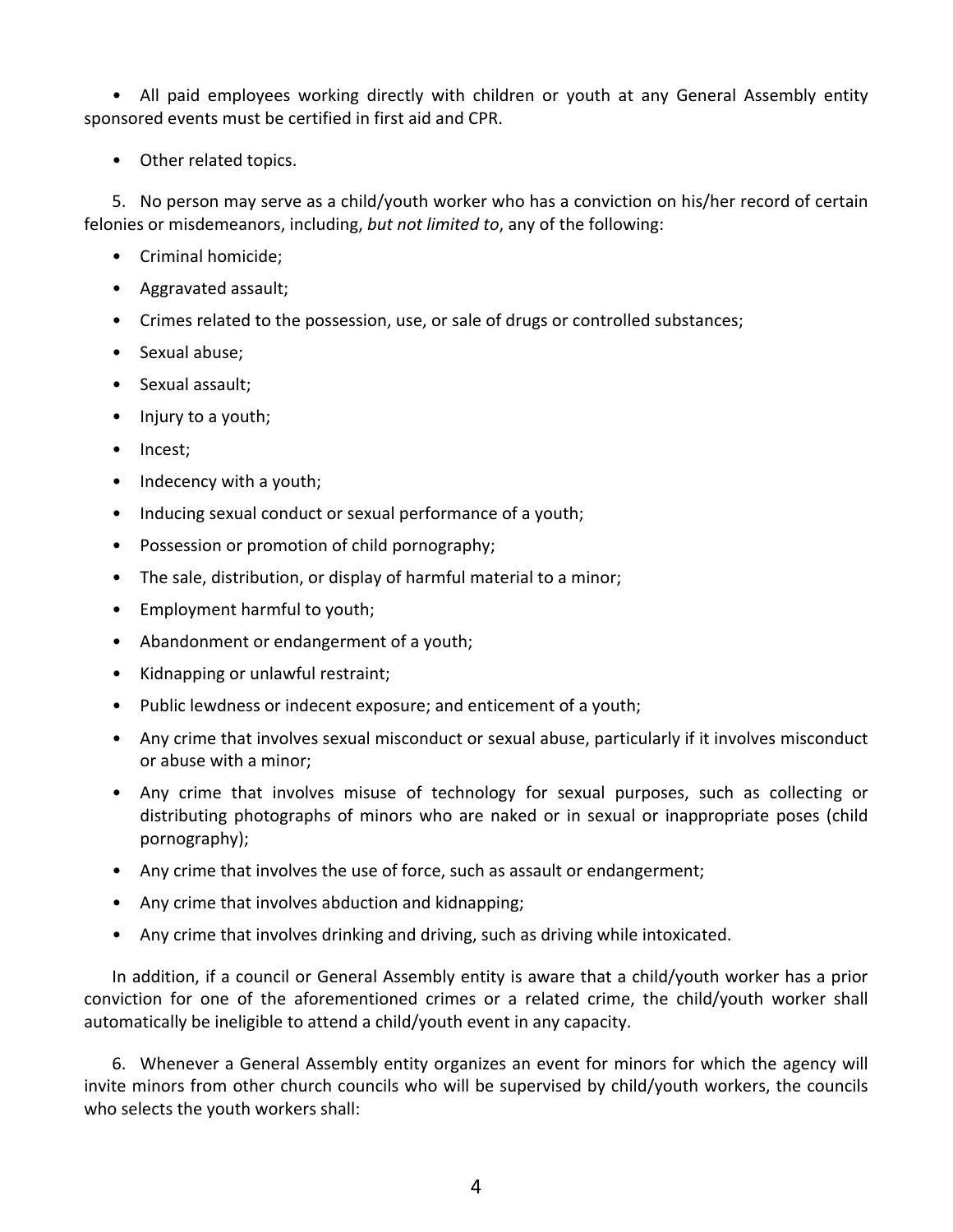- All paid employees working directly with children or youth at any General Assembly entity sponsored events must be certified in first aid and CPR.

- Other related topics.

5. No person may serve as a child/youth worker who has a conviction on his/her record of certain felonies or misdemeanors, including, *but not limited to*, any of the following:

- Criminal homicide;
- Aggravated assault;
- Crimes related to the possession, use, or sale of drugs or controlled substances;
- Sexual abuse;
- Sexual assault;
- Injury to a youth;
- Incest;
- Indecency with a youth;
- Inducing sexual conduct or sexual performance of a youth;
- Possession or promotion of child pornography;
- The sale, distribution, or display of harmful material to a minor;
- Employment harmful to youth;
- Abandonment or endangerment of a youth;
- Kidnapping or unlawful restraint;
- Public lewdness or indecent exposure; and enticement of a youth;
- Any crime that involves sexual misconduct or sexual abuse, particularly if it involves misconduct or abuse with a minor;
- Any crime that involves misuse of technology for sexual purposes, such as collecting or distributing photographs of minors who are naked or in sexual or inappropriate poses (child pornography);
- Any crime that involves the use of force, such as assault or endangerment;
- Any crime that involves abduction and kidnapping;
- Any crime that involves drinking and driving, such as driving while intoxicated.

In addition, if a council or General Assembly entity is aware that a child/youth worker has a prior conviction for one of the aforementioned crimes or a related crime, the child/youth worker shall automatically be ineligible to attend a child/youth event in any capacity.

6. Whenever a General Assembly entity organizes an event for minors for which the agency will invite minors from other church councils who will be supervised by child/youth workers, the councils who selects the youth workers shall: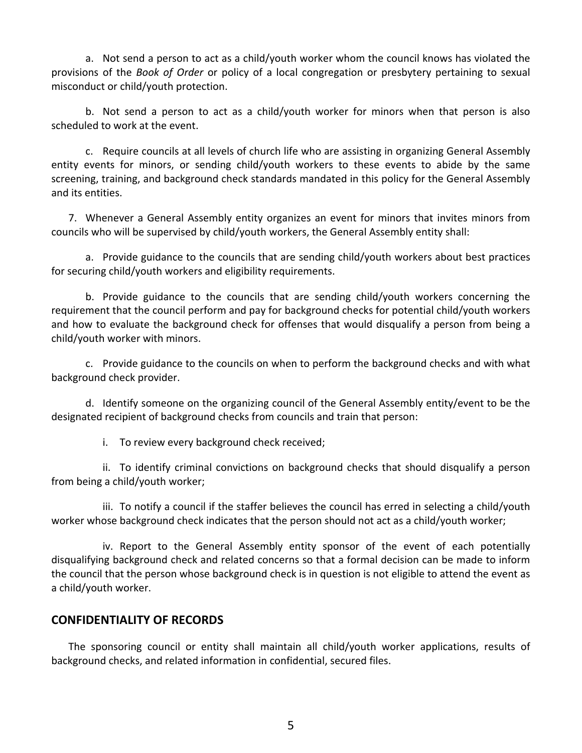a. Not send a person to act as a child/youth worker whom the council knows has violated the provisions of the *Book of Order* or policy of a local congregation or presbytery pertaining to sexual misconduct or child/youth protection.

b. Not send a person to act as a child/youth worker for minors when that person is also scheduled to work at the event.

c. Require councils at all levels of church life who are assisting in organizing General Assembly entity events for minors, or sending child/youth workers to these events to abide by the same screening, training, and background check standards mandated in this policy for the General Assembly and its entities.

7. Whenever a General Assembly entity organizes an event for minors that invites minors from councils who will be supervised by child/youth workers, the General Assembly entity shall:

a. Provide guidance to the councils that are sending child/youth workers about best practices for securing child/youth workers and eligibility requirements.

b. Provide guidance to the councils that are sending child/youth workers concerning the requirement that the council perform and pay for background checks for potential child/youth workers and how to evaluate the background check for offenses that would disqualify a person from being a child/youth worker with minors.

c. Provide guidance to the councils on when to perform the background checks and with what background check provider.

d. Identify someone on the organizing council of the General Assembly entity/event to be the designated recipient of background checks from councils and train that person:

i. To review every background check received;

ii. To identify criminal convictions on background checks that should disqualify a person from being a child/youth worker;

iii. To notify a council if the staffer believes the council has erred in selecting a child/youth worker whose background check indicates that the person should not act as a child/youth worker;

iv. Report to the General Assembly entity sponsor of the event of each potentially disqualifying background check and related concerns so that a formal decision can be made to inform the council that the person whose background check is in question is not eligible to attend the event as a child/youth worker.

## CONFIDENTIALITY OF RECORDS

The sponsoring council or entity shall maintain all child/youth worker applications, results of background checks, and related information in confidential, secured files.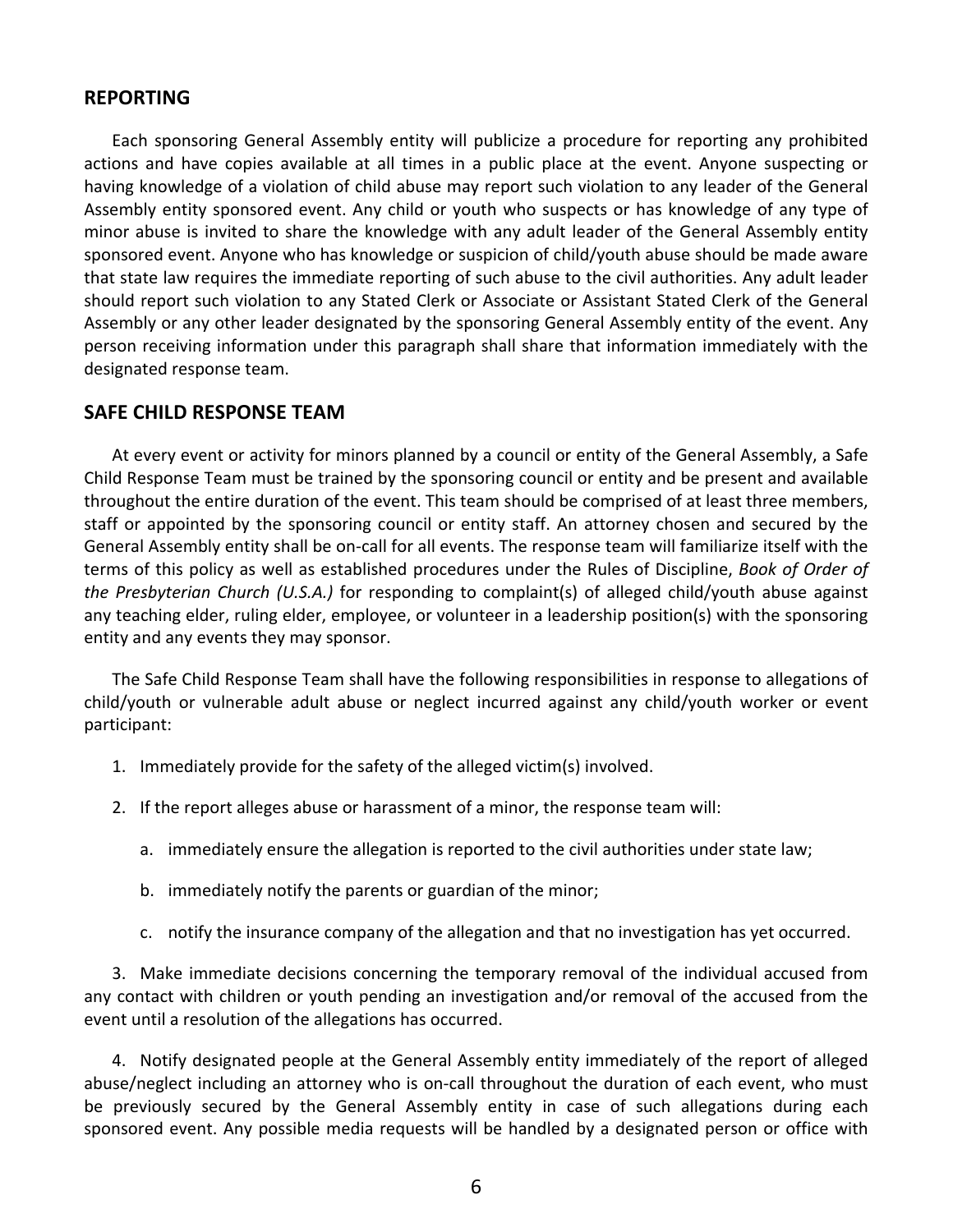## REPORTING

Each sponsoring General Assembly entity will publicize a procedure for reporting any prohibited actions and have copies available at all times in a public place at the event. Anyone suspecting or having knowledge of a violation of child abuse may report such violation to any leader of the General Assembly entity sponsored event. Any child or youth who suspects or has knowledge of any type of minor abuse is invited to share the knowledge with any adult leader of the General Assembly entity sponsored event. Anyone who has knowledge or suspicion of child/youth abuse should be made aware that state law requires the immediate reporting of such abuse to the civil authorities. Any adult leader should report such violation to any Stated Clerk or Associate or Assistant Stated Clerk of the General Assembly or any other leader designated by the sponsoring General Assembly entity of the event. Any person receiving information under this paragraph shall share that information immediately with the designated response team.

## SAFE CHILD RESPONSE TEAM

At every event or activity for minors planned by a council or entity of the General Assembly, a Safe Child Response Team must be trained by the sponsoring council or entity and be present and available throughout the entire duration of the event. This team should be comprised of at least three members, staff or appointed by the sponsoring council or entity staff. An attorney chosen and secured by the General Assembly entity shall be on-call for all events. The response team will familiarize itself with the terms of this policy as well as established procedures under the Rules of Discipline, *Book of Order of the Presbyterian Church (U.S.A.)* for responding to complaint(s) of alleged child/youth abuse against any teaching elder, ruling elder, employee, or volunteer in a leadership position(s) with the sponsoring entity and any events they may sponsor.

The Safe Child Response Team shall have the following responsibilities in response to allegations of child/youth or vulnerable adult abuse or neglect incurred against any child/youth worker or event participant:

1. Immediately provide for the safety of the alleged victim(s) involved.
2. If the report alleges abuse or harassment of a minor, the response team will:
   a. immediately ensure the allegation is reported to the civil authorities under state law;
   b. immediately notify the parents or guardian of the minor;
   c. notify the insurance company of the allegation and that no investigation has yet occurred.
3. Make immediate decisions concerning the temporary removal of the individual accused from any contact with children or youth pending an investigation and/or removal of the accused from the event until a resolution of the allegations has occurred.
4. Notify designated people at the General Assembly entity immediately of the report of alleged abuse/neglect including an attorney who is on-call throughout the duration of each event, who must be previously secured by the General Assembly entity in case of such allegations during each sponsored event. Any possible media requests will be handled by a designated person or office with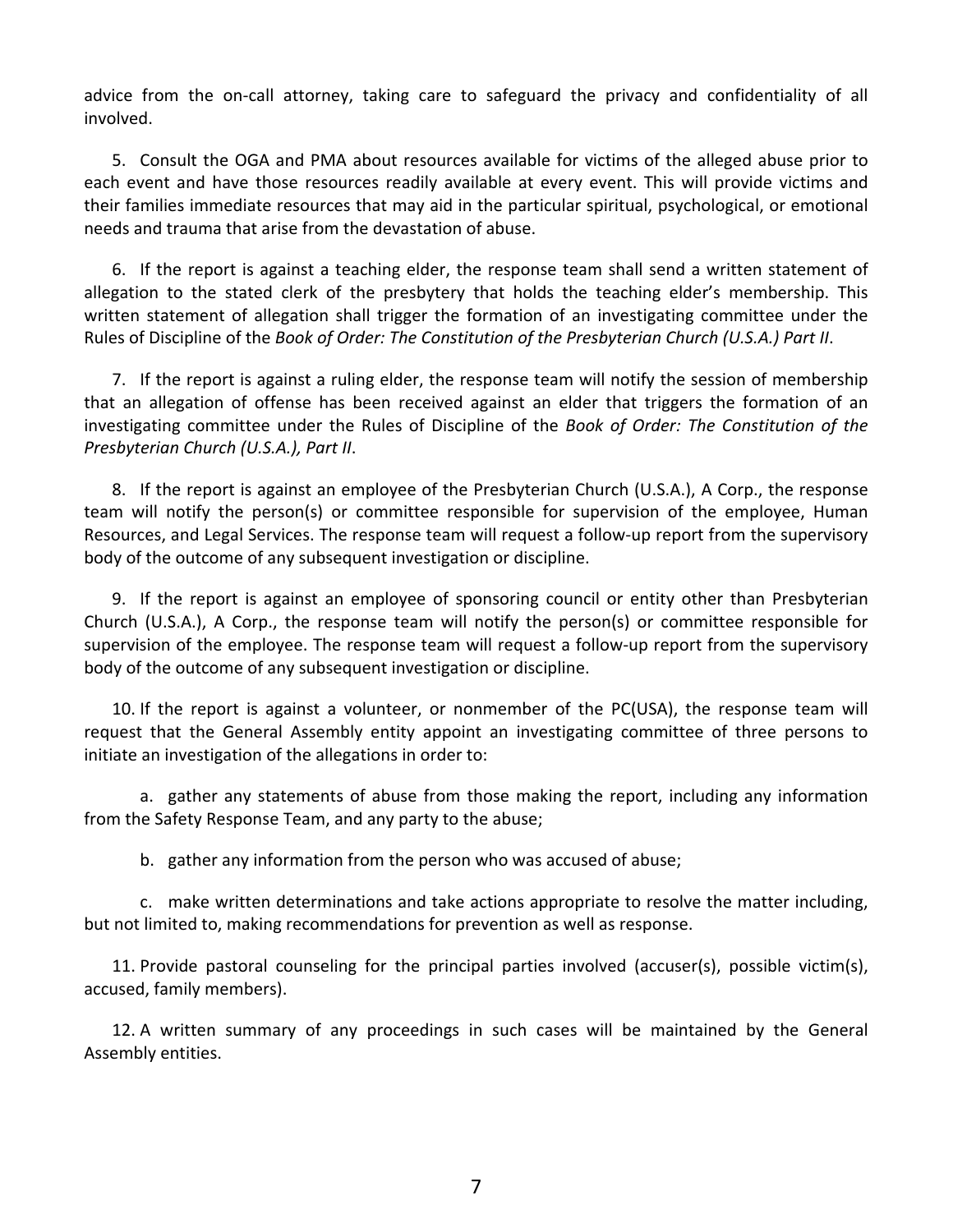advice from the on-call attorney, taking care to safeguard the privacy and confidentiality of all involved.

5. Consult the OGA and PMA about resources available for victims of the alleged abuse prior to each event and have those resources readily available at every event. This will provide victims and their families immediate resources that may aid in the particular spiritual, psychological, or emotional needs and trauma that arise from the devastation of abuse.

6. If the report is against a teaching elder, the response team shall send a written statement of allegation to the stated clerk of the presbytery that holds the teaching elder's membership. This written statement of allegation shall trigger the formation of an investigating committee under the Rules of Discipline of the *Book of Order: The Constitution of the Presbyterian Church (U.S.A.) Part II*.

7. If the report is against a ruling elder, the response team will notify the session of membership that an allegation of offense has been received against an elder that triggers the formation of an investigating committee under the Rules of Discipline of the *Book of Order: The Constitution of the Presbyterian Church (U.S.A.), Part II*.

8. If the report is against an employee of the Presbyterian Church (U.S.A.), A Corp., the response team will notify the person(s) or committee responsible for supervision of the employee, Human Resources, and Legal Services. The response team will request a follow-up report from the supervisory body of the outcome of any subsequent investigation or discipline.

9. If the report is against an employee of sponsoring council or entity other than Presbyterian Church (U.S.A.), A Corp., the response team will notify the person(s) or committee responsible for supervision of the employee. The response team will request a follow-up report from the supervisory body of the outcome of any subsequent investigation or discipline.

10. If the report is against a volunteer, or nonmember of the PC(USA), the response team will request that the General Assembly entity appoint an investigating committee of three persons to initiate an investigation of the allegations in order to:

   a. gather any statements of abuse from those making the report, including any information from the Safety Response Team, and any party to the abuse;

   b. gather any information from the person who was accused of abuse;

   c. make written determinations and take actions appropriate to resolve the matter including, but not limited to, making recommendations for prevention as well as response.

11. Provide pastoral counseling for the principal parties involved (accuser(s), possible victim(s), accused, family members).

12. A written summary of any proceedings in such cases will be maintained by the General Assembly entities.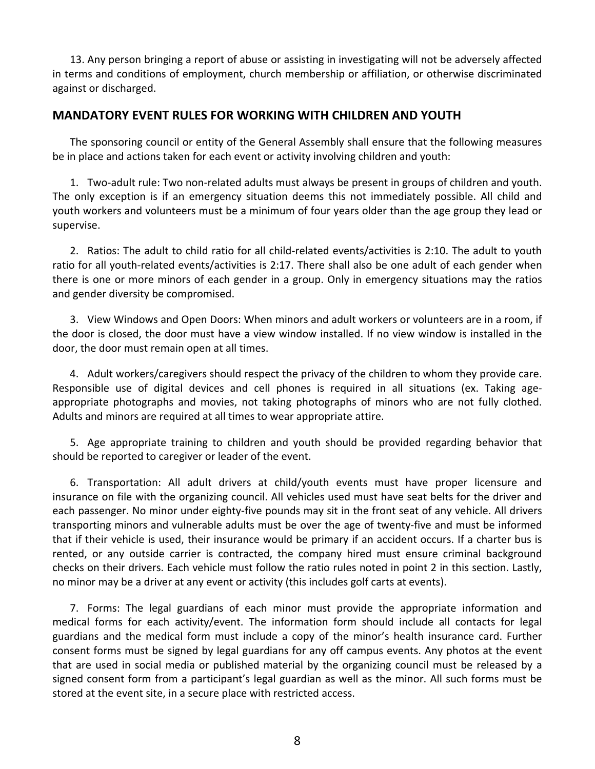13. Any person bringing a report of abuse or assisting in investigating will not be adversely affected in terms and conditions of employment, church membership or affiliation, or otherwise discriminated against or discharged.

## MANDATORY EVENT RULES FOR WORKING WITH CHILDREN AND YOUTH

The sponsoring council or entity of the General Assembly shall ensure that the following measures be in place and actions taken for each event or activity involving children and youth:

1. Two-adult rule: Two non-related adults must always be present in groups of children and youth. The only exception is if an emergency situation deems this not immediately possible. All child and youth workers and volunteers must be a minimum of four years older than the age group they lead or supervise.

2. Ratios: The adult to child ratio for all child-related events/activities is 2:10. The adult to youth ratio for all youth-related events/activities is 2:17. There shall also be one adult of each gender when there is one or more minors of each gender in a group. Only in emergency situations may the ratios and gender diversity be compromised.

3. View Windows and Open Doors: When minors and adult workers or volunteers are in a room, if the door is closed, the door must have a view window installed. If no view window is installed in the door, the door must remain open at all times.

4. Adult workers/caregivers should respect the privacy of the children to whom they provide care. Responsible use of digital devices and cell phones is required in all situations (ex. Taking age-appropriate photographs and movies, not taking photographs of minors who are not fully clothed. Adults and minors are required at all times to wear appropriate attire.

5. Age appropriate training to children and youth should be provided regarding behavior that should be reported to caregiver or leader of the event.

6. Transportation: All adult drivers at child/youth events must have proper licensure and insurance on file with the organizing council. All vehicles used must have seat belts for the driver and each passenger. No minor under eighty-five pounds may sit in the front seat of any vehicle. All drivers transporting minors and vulnerable adults must be over the age of twenty-five and must be informed that if their vehicle is used, their insurance would be primary if an accident occurs. If a charter bus is rented, or any outside carrier is contracted, the company hired must ensure criminal background checks on their drivers. Each vehicle must follow the ratio rules noted in point 2 in this section. Lastly, no minor may be a driver at any event or activity (this includes golf carts at events).

7. Forms: The legal guardians of each minor must provide the appropriate information and medical forms for each activity/event. The information form should include all contacts for legal guardians and the medical form must include a copy of the minor's health insurance card. Further consent forms must be signed by legal guardians for any off campus events. Any photos at the event that are used in social media or published material by the organizing council must be released by a signed consent form from a participant's legal guardian as well as the minor. All such forms must be stored at the event site, in a secure place with restricted access.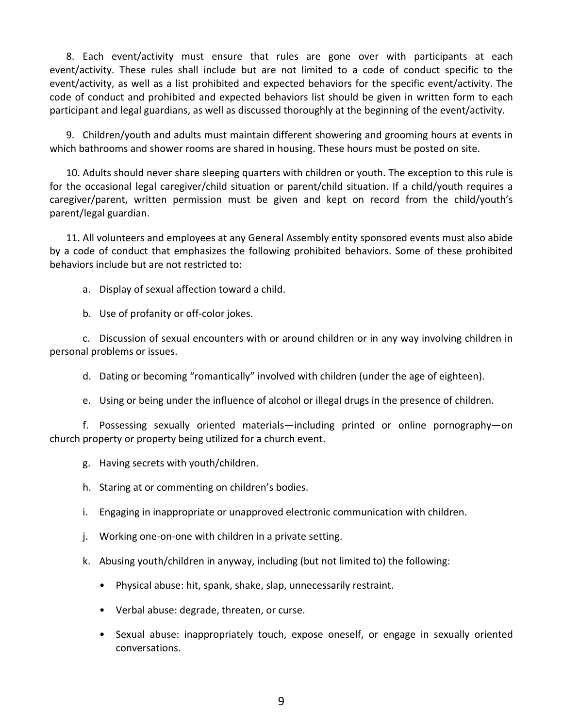8. Each event/activity must ensure that rules are gone over with participants at each event/activity. These rules shall include but are not limited to a code of conduct specific to the event/activity, as well as a list prohibited and expected behaviors for the specific event/activity. The code of conduct and prohibited and expected behaviors list should be given in written form to each participant and legal guardians, as well as discussed thoroughly at the beginning of the event/activity.

9. Children/youth and adults must maintain different showering and grooming hours at events in which bathrooms and shower rooms are shared in housing. These hours must be posted on site.

10. Adults should never share sleeping quarters with children or youth. The exception to this rule is for the occasional legal caregiver/child situation or parent/child situation. If a child/youth requires a caregiver/parent, written permission must be given and kept on record from the child/youth's parent/legal guardian.

11. All volunteers and employees at any General Assembly entity sponsored events must also abide by a code of conduct that emphasizes the following prohibited behaviors. Some of these prohibited behaviors include but are not restricted to:

a. Display of sexual affection toward a child.

b. Use of profanity or off-color jokes.

c. Discussion of sexual encounters with or around children or in any way involving children in personal problems or issues.

d. Dating or becoming "romantically" involved with children (under the age of eighteen).

e. Using or being under the influence of alcohol or illegal drugs in the presence of children.

f. Possessing sexually oriented materials—including printed or online pornography—on church property or property being utilized for a church event.

g. Having secrets with youth/children.

h. Staring at or commenting on children's bodies.

i. Engaging in inappropriate or unapproved electronic communication with children.

j. Working one-on-one with children in a private setting.

k. Abusing youth/children in anyway, including (but not limited to) the following:

- Physical abuse: hit, spank, shake, slap, unnecessarily restraint.
- Verbal abuse: degrade, threaten, or curse.
- Sexual abuse: inappropriately touch, expose oneself, or engage in sexually oriented conversations.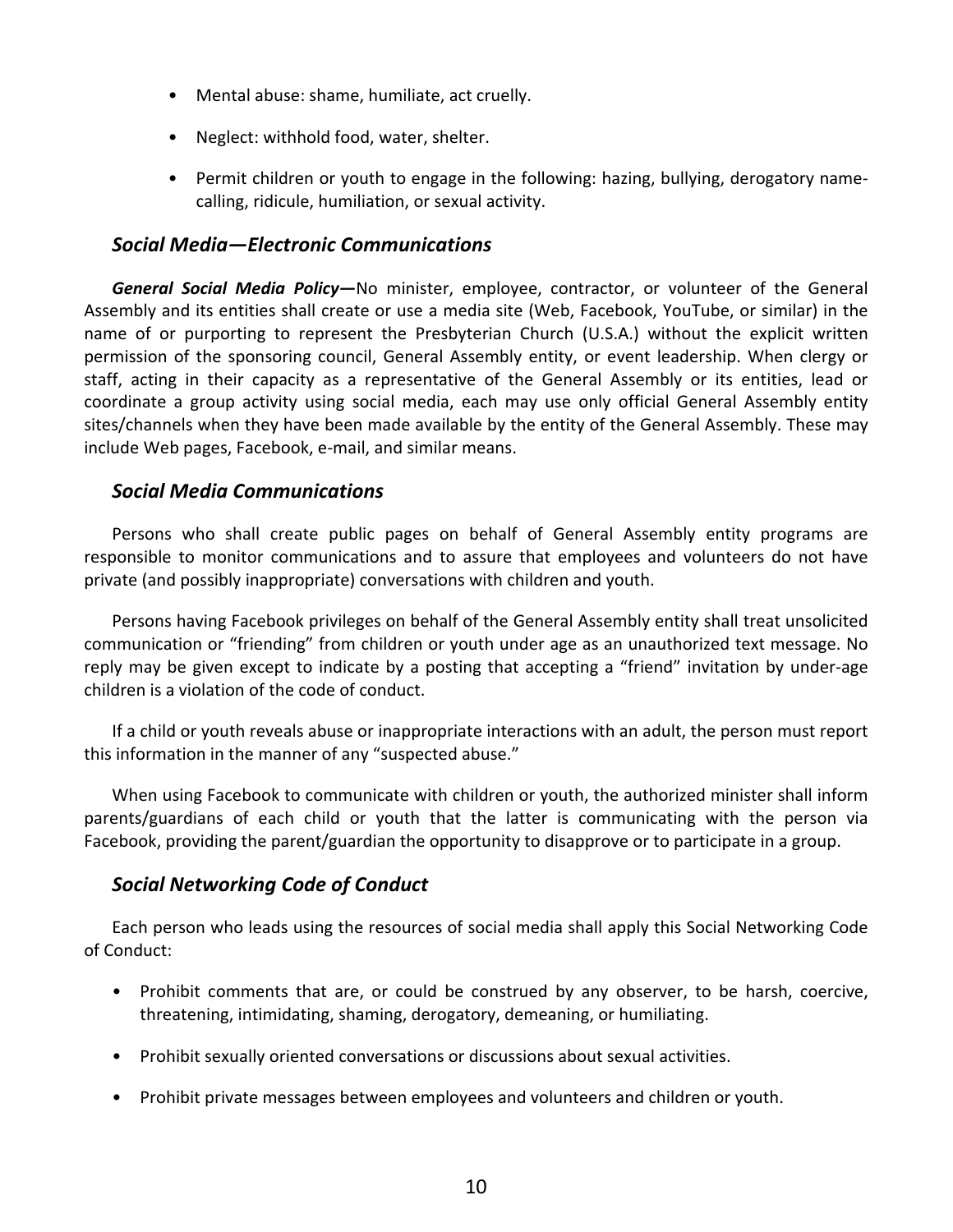- Mental abuse: shame, humiliate, act cruelly.
- Neglect: withhold food, water, shelter.
- Permit children or youth to engage in the following: hazing, bullying, derogatory name-calling, ridicule, humiliation, or sexual activity.

### *Social Media—Electronic Communications*

***General Social Media Policy—***No minister, employee, contractor, or volunteer of the General Assembly and its entities shall create or use a media site (Web, Facebook, YouTube, or similar) in the name of or purporting to represent the Presbyterian Church (U.S.A.) without the explicit written permission of the sponsoring council, General Assembly entity, or event leadership. When clergy or staff, acting in their capacity as a representative of the General Assembly or its entities, lead or coordinate a group activity using social media, each may use only official General Assembly entity sites/channels when they have been made available by the entity of the General Assembly. These may include Web pages, Facebook, e-mail, and similar means.

### *Social Media Communications*

Persons who shall create public pages on behalf of General Assembly entity programs are responsible to monitor communications and to assure that employees and volunteers do not have private (and possibly inappropriate) conversations with children and youth.

Persons having Facebook privileges on behalf of the General Assembly entity shall treat unsolicited communication or "friending" from children or youth under age as an unauthorized text message. No reply may be given except to indicate by a posting that accepting a "friend" invitation by under-age children is a violation of the code of conduct.

If a child or youth reveals abuse or inappropriate interactions with an adult, the person must report this information in the manner of any "suspected abuse."

When using Facebook to communicate with children or youth, the authorized minister shall inform parents/guardians of each child or youth that the latter is communicating with the person via Facebook, providing the parent/guardian the opportunity to disapprove or to participate in a group.

### *Social Networking Code of Conduct*

Each person who leads using the resources of social media shall apply this Social Networking Code of Conduct:

- Prohibit comments that are, or could be construed by any observer, to be harsh, coercive, threatening, intimidating, shaming, derogatory, demeaning, or humiliating.
- Prohibit sexually oriented conversations or discussions about sexual activities.
- Prohibit private messages between employees and volunteers and children or youth.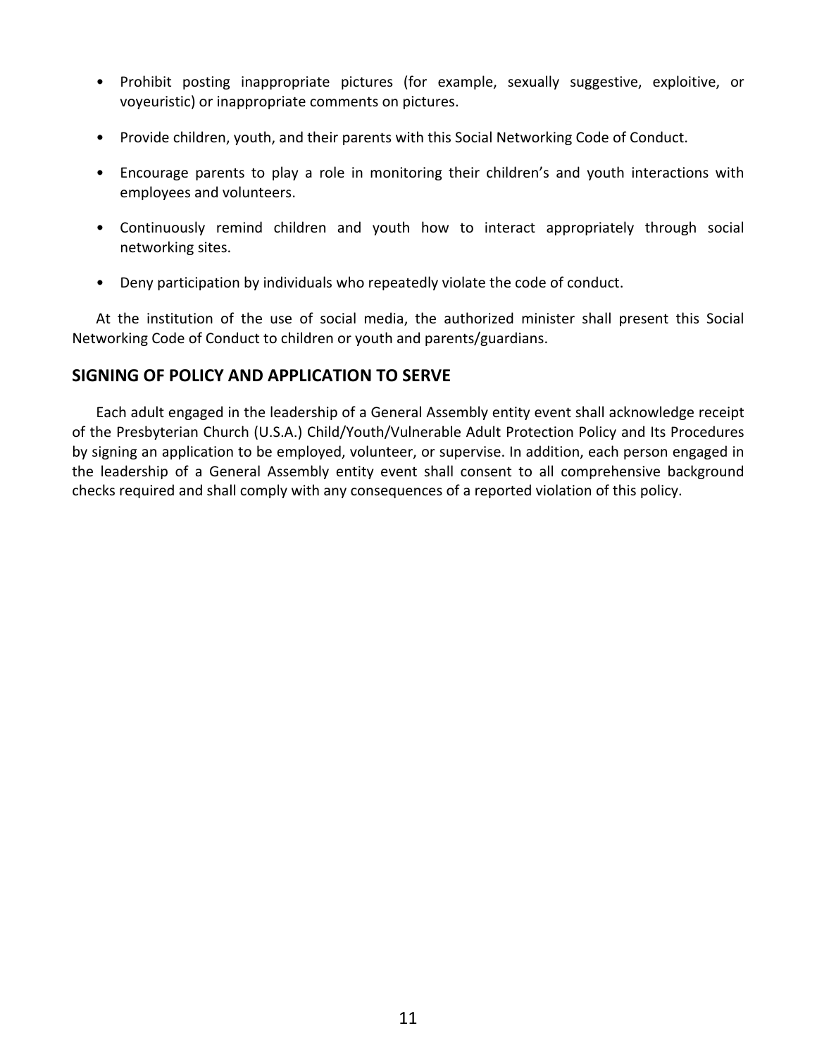- Prohibit posting inappropriate pictures (for example, sexually suggestive, exploitive, or voyeuristic) or inappropriate comments on pictures.
- Provide children, youth, and their parents with this Social Networking Code of Conduct.
- Encourage parents to play a role in monitoring their children's and youth interactions with employees and volunteers.
- Continuously remind children and youth how to interact appropriately through social networking sites.
- Deny participation by individuals who repeatedly violate the code of conduct.

At the institution of the use of social media, the authorized minister shall present this Social Networking Code of Conduct to children or youth and parents/guardians.

## SIGNING OF POLICY AND APPLICATION TO SERVE

Each adult engaged in the leadership of a General Assembly entity event shall acknowledge receipt of the Presbyterian Church (U.S.A.) Child/Youth/Vulnerable Adult Protection Policy and Its Procedures by signing an application to be employed, volunteer, or supervise. In addition, each person engaged in the leadership of a General Assembly entity event shall consent to all comprehensive background checks required and shall comply with any consequences of a reported violation of this policy.